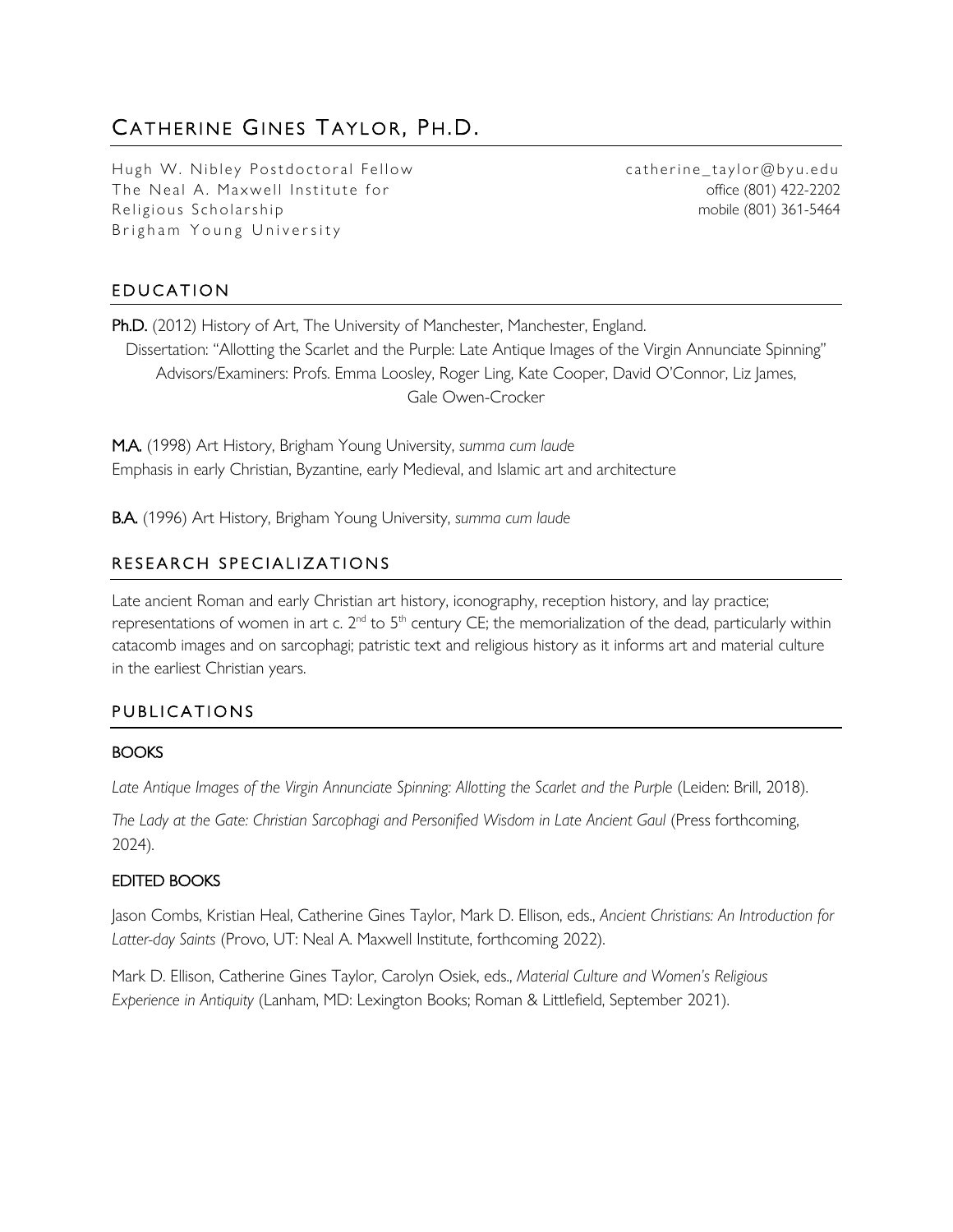# Catherine Gines Taylor, Ph.D.

Hugh W. Nibley Postdoctoral Fellow
The Neal A. Maxwell Institute for Religious Scholarship
Brigham Young University

catherine_taylor@byu.edu
office (801) 422-2202
mobile (801) 361-5464

## EDUCATION

**Ph.D.** (2012) History of Art, The University of Manchester, Manchester, England.
Dissertation: "Allotting the Scarlet and the Purple: Late Antique Images of the Virgin Annunciate Spinning"
Advisors/Examiners: Profs. Emma Loosley, Roger Ling, Kate Cooper, David O'Connor, Liz James, Gale Owen-Crocker

**M.A.** (1998) Art History, Brigham Young University, *summa cum laude*
Emphasis in early Christian, Byzantine, early Medieval, and Islamic art and architecture

**B.A.** (1996) Art History, Brigham Young University, *summa cum laude*

## RESEARCH SPECIALIZATIONS

Late ancient Roman and early Christian art history, iconography, reception history, and lay practice; representations of women in art c. 2nd to 5th century CE; the memorialization of the dead, particularly within catacomb images and on sarcophagi; patristic text and religious history as it informs art and material culture in the earliest Christian years.

## PUBLICATIONS

### BOOKS

*Late Antique Images of the Virgin Annunciate Spinning: Allotting the Scarlet and the Purple* (Leiden: Brill, 2018).

*The Lady at the Gate: Christian Sarcophagi and Personified Wisdom in Late Ancient Gaul* (Press forthcoming, 2024).

### EDITED BOOKS

Jason Combs, Kristian Heal, Catherine Gines Taylor, Mark D. Ellison, eds., *Ancient Christians: An Introduction for Latter-day Saints* (Provo, UT: Neal A. Maxwell Institute, forthcoming 2022).

Mark D. Ellison, Catherine Gines Taylor, Carolyn Osiek, eds., *Material Culture and Women's Religious Experience in Antiquity* (Lanham, MD: Lexington Books; Roman & Littlefield, September 2021).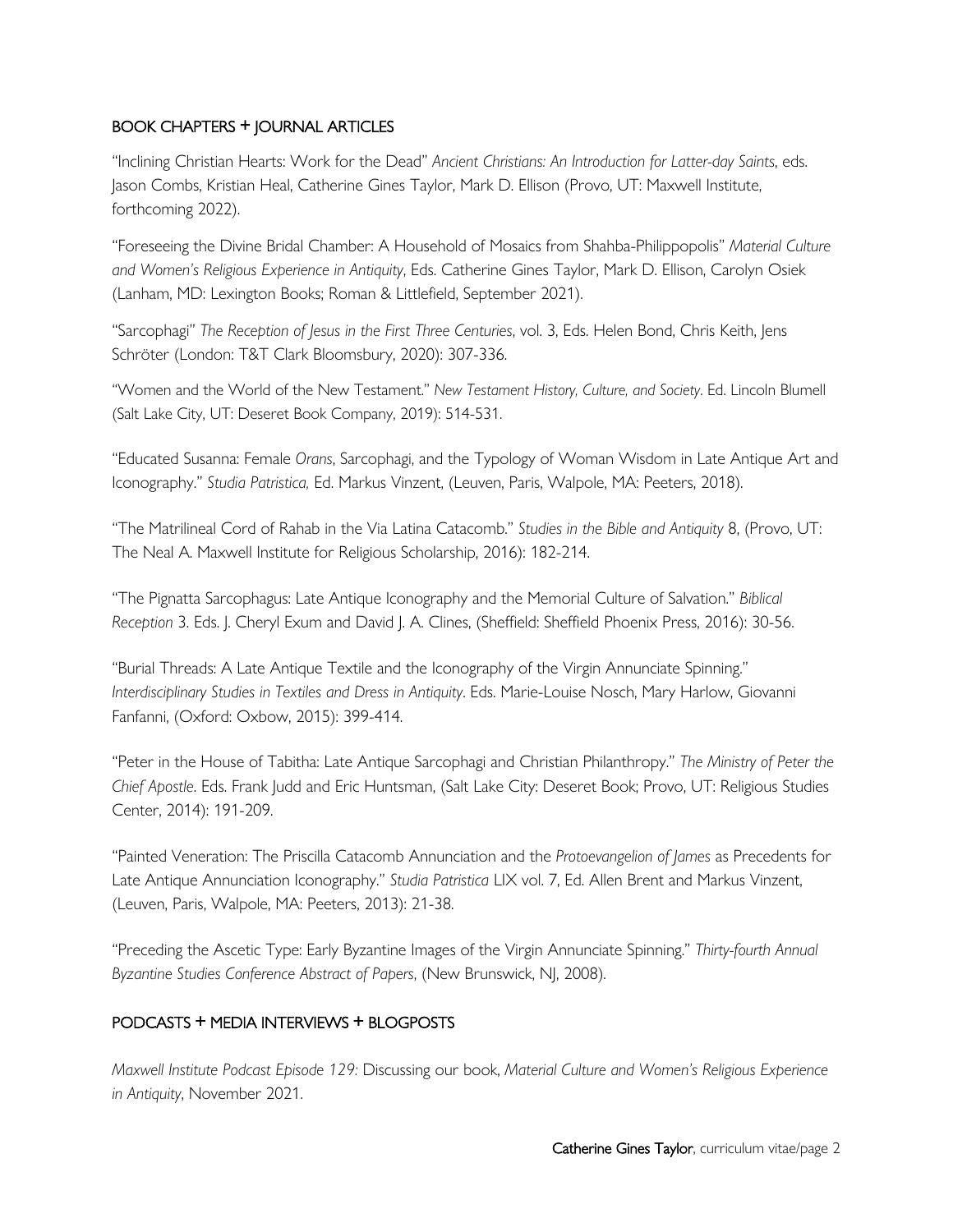## BOOK CHAPTERS + JOURNAL ARTICLES

"Inclining Christian Hearts: Work for the Dead" *Ancient Christians: An Introduction for Latter-day Saints*, eds. Jason Combs, Kristian Heal, Catherine Gines Taylor, Mark D. Ellison (Provo, UT: Maxwell Institute, forthcoming 2022).

"Foreseeing the Divine Bridal Chamber: A Household of Mosaics from Shahba-Philippopolis" *Material Culture and Women's Religious Experience in Antiquity*, Eds. Catherine Gines Taylor, Mark D. Ellison, Carolyn Osiek (Lanham, MD: Lexington Books; Roman & Littlefield, September 2021).

"Sarcophagi" *The Reception of Jesus in the First Three Centuries*, vol. 3, Eds. Helen Bond, Chris Keith, Jens Schröter (London: T&T Clark Bloomsbury, 2020): 307-336.

"Women and the World of the New Testament." *New Testament History, Culture, and Society*. Ed. Lincoln Blumell (Salt Lake City, UT: Deseret Book Company, 2019): 514-531.

"Educated Susanna: Female *Orans*, Sarcophagi, and the Typology of Woman Wisdom in Late Antique Art and Iconography." *Studia Patristica,* Ed. Markus Vinzent, (Leuven, Paris, Walpole, MA: Peeters, 2018).

"The Matrilineal Cord of Rahab in the Via Latina Catacomb." *Studies in the Bible and Antiquity* 8, (Provo, UT: The Neal A. Maxwell Institute for Religious Scholarship, 2016): 182-214.

"The Pignatta Sarcophagus: Late Antique Iconography and the Memorial Culture of Salvation." *Biblical Reception* 3. Eds. J. Cheryl Exum and David J. A. Clines, (Sheffield: Sheffield Phoenix Press, 2016): 30-56.

"Burial Threads: A Late Antique Textile and the Iconography of the Virgin Annunciate Spinning." *Interdisciplinary Studies in Textiles and Dress in Antiquity*. Eds. Marie-Louise Nosch, Mary Harlow, Giovanni Fanfanni, (Oxford: Oxbow, 2015): 399-414.

"Peter in the House of Tabitha: Late Antique Sarcophagi and Christian Philanthropy." *The Ministry of Peter the Chief Apostle*. Eds. Frank Judd and Eric Huntsman, (Salt Lake City: Deseret Book; Provo, UT: Religious Studies Center, 2014): 191-209.

"Painted Veneration: The Priscilla Catacomb Annunciation and the *Protoevangelion of James* as Precedents for Late Antique Annunciation Iconography." *Studia Patristica* LIX vol. 7, Ed. Allen Brent and Markus Vinzent, (Leuven, Paris, Walpole, MA: Peeters, 2013): 21-38.

"Preceding the Ascetic Type: Early Byzantine Images of the Virgin Annunciate Spinning." *Thirty-fourth Annual Byzantine Studies Conference Abstract of Papers*, (New Brunswick, NJ, 2008).

## PODCASTS + MEDIA INTERVIEWS + BLOGPOSTS

*Maxwell Institute Podcast Episode 129:* Discussing our book, *Material Culture and Women's Religious Experience in Antiquity*, November 2021.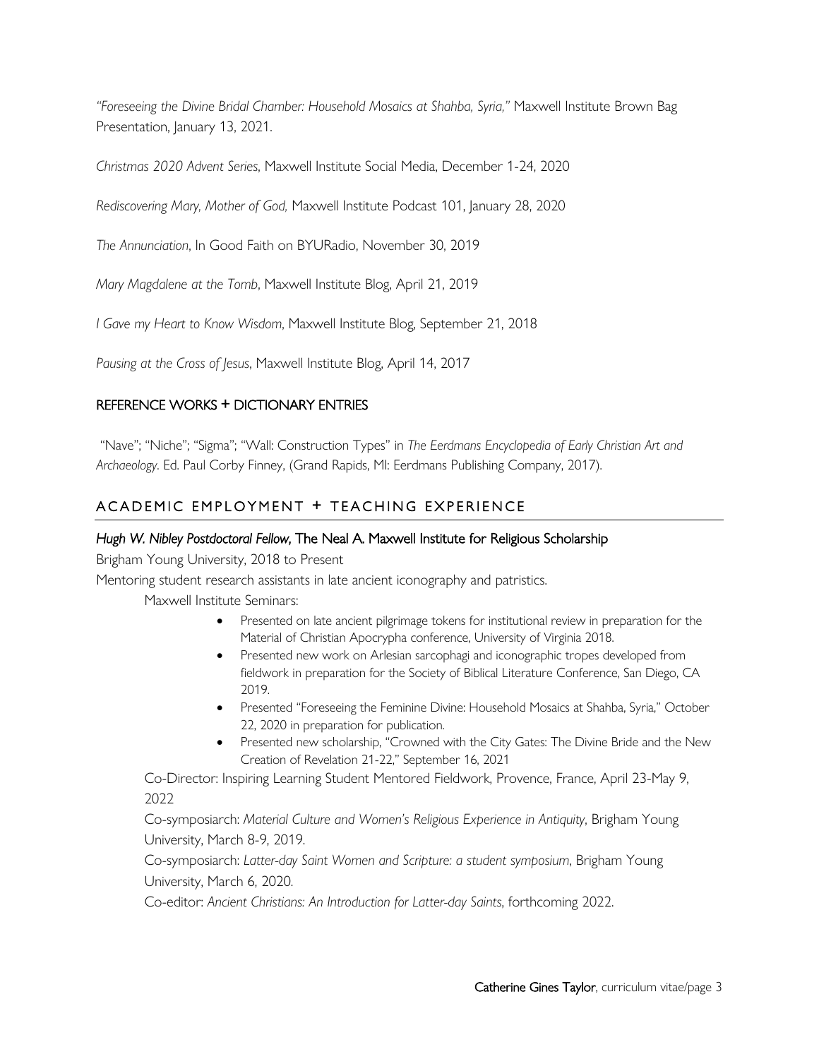*"Foreseeing the Divine Bridal Chamber: Household Mosaics at Shahba, Syria,"* Maxwell Institute Brown Bag Presentation, January 13, 2021.

*Christmas 2020 Advent Series*, Maxwell Institute Social Media, December 1-24, 2020

*Rediscovering Mary, Mother of God,* Maxwell Institute Podcast 101, January 28, 2020

*The Annunciation*, In Good Faith on BYURadio, November 30, 2019

*Mary Magdalene at the Tomb*, Maxwell Institute Blog, April 21, 2019

*I Gave my Heart to Know Wisdom*, Maxwell Institute Blog, September 21, 2018

*Pausing at the Cross of Jesus*, Maxwell Institute Blog, April 14, 2017

### REFERENCE WORKS + DICTIONARY ENTRIES

"Nave"; "Niche"; "Sigma"; "Wall: Construction Types" in *The Eerdmans Encyclopedia of Early Christian Art and Archaeology*. Ed. Paul Corby Finney, (Grand Rapids, MI: Eerdmans Publishing Company, 2017).

## ACADEMIC EMPLOYMENT + TEACHING EXPERIENCE

***Hugh W. Nibley Postdoctoral Fellow,*** **The Neal A. Maxwell Institute for Religious Scholarship**

Brigham Young University, 2018 to Present

Mentoring student research assistants in late ancient iconography and patristics.

Maxwell Institute Seminars:

- Presented on late ancient pilgrimage tokens for institutional review in preparation for the Material of Christian Apocrypha conference, University of Virginia 2018.
- Presented new work on Arlesian sarcophagi and iconographic tropes developed from fieldwork in preparation for the Society of Biblical Literature Conference, San Diego, CA 2019.
- Presented "Foreseeing the Feminine Divine: Household Mosaics at Shahba, Syria," October 22, 2020 in preparation for publication.
- Presented new scholarship, "Crowned with the City Gates: The Divine Bride and the New Creation of Revelation 21-22," September 16, 2021

Co-Director: Inspiring Learning Student Mentored Fieldwork, Provence, France, April 23-May 9, 2022

Co-symposiarch: *Material Culture and Women's Religious Experience in Antiquity*, Brigham Young University, March 8-9, 2019.

Co-symposiarch: *Latter-day Saint Women and Scripture: a student symposium*, Brigham Young University, March 6, 2020.

Co-editor: *Ancient Christians: An Introduction for Latter-day Saints*, forthcoming 2022.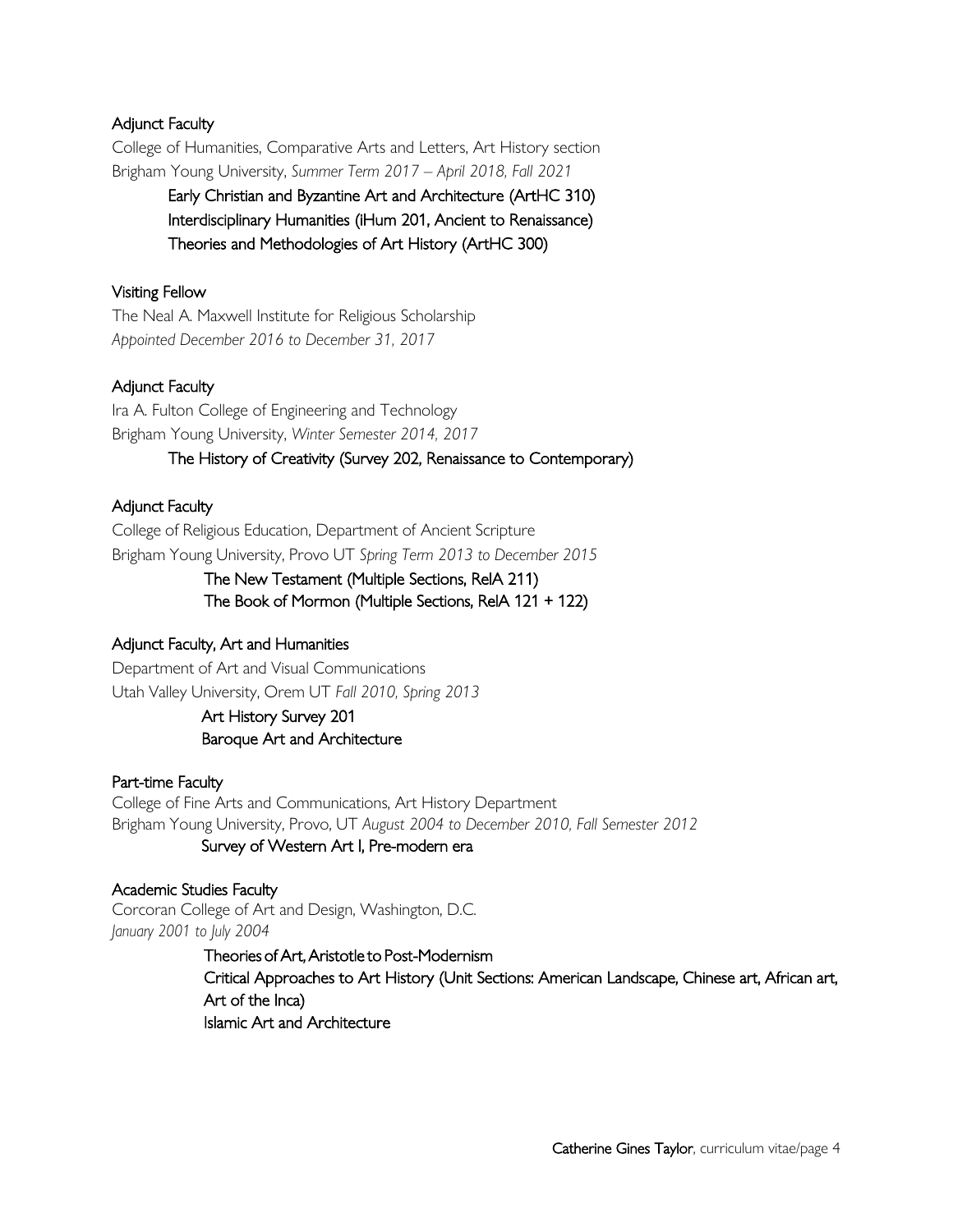Adjunct Faculty

College of Humanities, Comparative Arts and Letters, Art History section
Brigham Young University, *Summer Term 2017 – April 2018, Fall 2021*

- Early Christian and Byzantine Art and Architecture (ArtHC 310)
- Interdisciplinary Humanities (iHum 201, Ancient to Renaissance)
- Theories and Methodologies of Art History (ArtHC 300)

Visiting Fellow

The Neal A. Maxwell Institute for Religious Scholarship
*Appointed December 2016 to December 31, 2017*

Adjunct Faculty

Ira A. Fulton College of Engineering and Technology
Brigham Young University, *Winter Semester 2014, 2017*

- The History of Creativity (Survey 202, Renaissance to Contemporary)

Adjunct Faculty

College of Religious Education, Department of Ancient Scripture
Brigham Young University, Provo UT *Spring Term 2013 to December 2015*

- The New Testament (Multiple Sections, RelA 211)
- The Book of Mormon (Multiple Sections, RelA 121 + 122)

Adjunct Faculty, Art and Humanities

Department of Art and Visual Communications
Utah Valley University, Orem UT *Fall 2010, Spring 2013*

- Art History Survey 201
- Baroque Art and Architecture

Part-time Faculty

College of Fine Arts and Communications, Art History Department
Brigham Young University, Provo, UT *August 2004 to December 2010, Fall Semester 2012*

- Survey of Western Art I, Pre-modern era

Academic Studies Faculty

Corcoran College of Art and Design, Washington, D.C.
*January 2001 to July 2004*

- Theories of Art, Aristotle to Post-Modernism
- Critical Approaches to Art History (Unit Sections: American Landscape, Chinese art, African art, Art of the Inca)
- Islamic Art and Architecture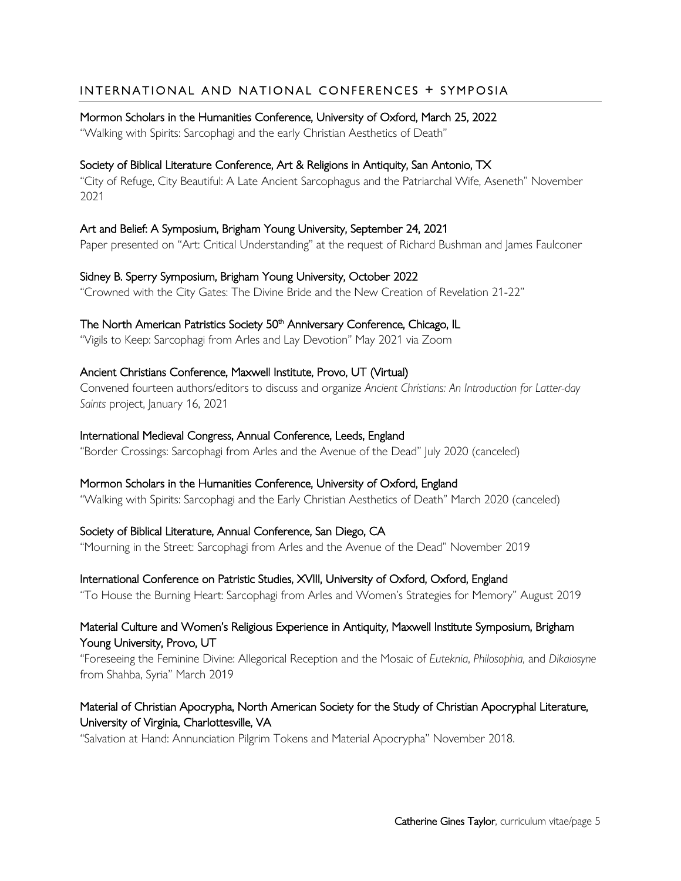## INTERNATIONAL AND NATIONAL CONFERENCES + SYMPOSIA

Mormon Scholars in the Humanities Conference, University of Oxford, March 25, 2022
"Walking with Spirits: Sarcophagi and the early Christian Aesthetics of Death"

Society of Biblical Literature Conference, Art & Religions in Antiquity, San Antonio, TX
"City of Refuge, City Beautiful: A Late Ancient Sarcophagus and the Patriarchal Wife, Aseneth" November 2021

Art and Belief: A Symposium, Brigham Young University, September 24, 2021
Paper presented on "Art: Critical Understanding" at the request of Richard Bushman and James Faulconer

Sidney B. Sperry Symposium, Brigham Young University, October 2022
"Crowned with the City Gates: The Divine Bride and the New Creation of Revelation 21-22"

The North American Patristics Society 50th Anniversary Conference, Chicago, IL
"Vigils to Keep: Sarcophagi from Arles and Lay Devotion" May 2021 via Zoom

Ancient Christians Conference, Maxwell Institute, Provo, UT (Virtual)
Convened fourteen authors/editors to discuss and organize *Ancient Christians: An Introduction for Latter-day Saints* project, January 16, 2021

International Medieval Congress, Annual Conference, Leeds, England
"Border Crossings: Sarcophagi from Arles and the Avenue of the Dead" July 2020 (canceled)

Mormon Scholars in the Humanities Conference, University of Oxford, England
"Walking with Spirits: Sarcophagi and the Early Christian Aesthetics of Death" March 2020 (canceled)

Society of Biblical Literature, Annual Conference, San Diego, CA
"Mourning in the Street: Sarcophagi from Arles and the Avenue of the Dead" November 2019

International Conference on Patristic Studies, XVIII, University of Oxford, Oxford, England
"To House the Burning Heart: Sarcophagi from Arles and Women's Strategies for Memory" August 2019

Material Culture and Women's Religious Experience in Antiquity, Maxwell Institute Symposium, Brigham Young University, Provo, UT
"Foreseeing the Feminine Divine: Allegorical Reception and the Mosaic of *Euteknia*, *Philosophia,* and *Dikaiosyne* from Shahba, Syria" March 2019

Material of Christian Apocrypha, North American Society for the Study of Christian Apocryphal Literature, University of Virginia, Charlottesville, VA
"Salvation at Hand: Annunciation Pilgrim Tokens and Material Apocrypha" November 2018.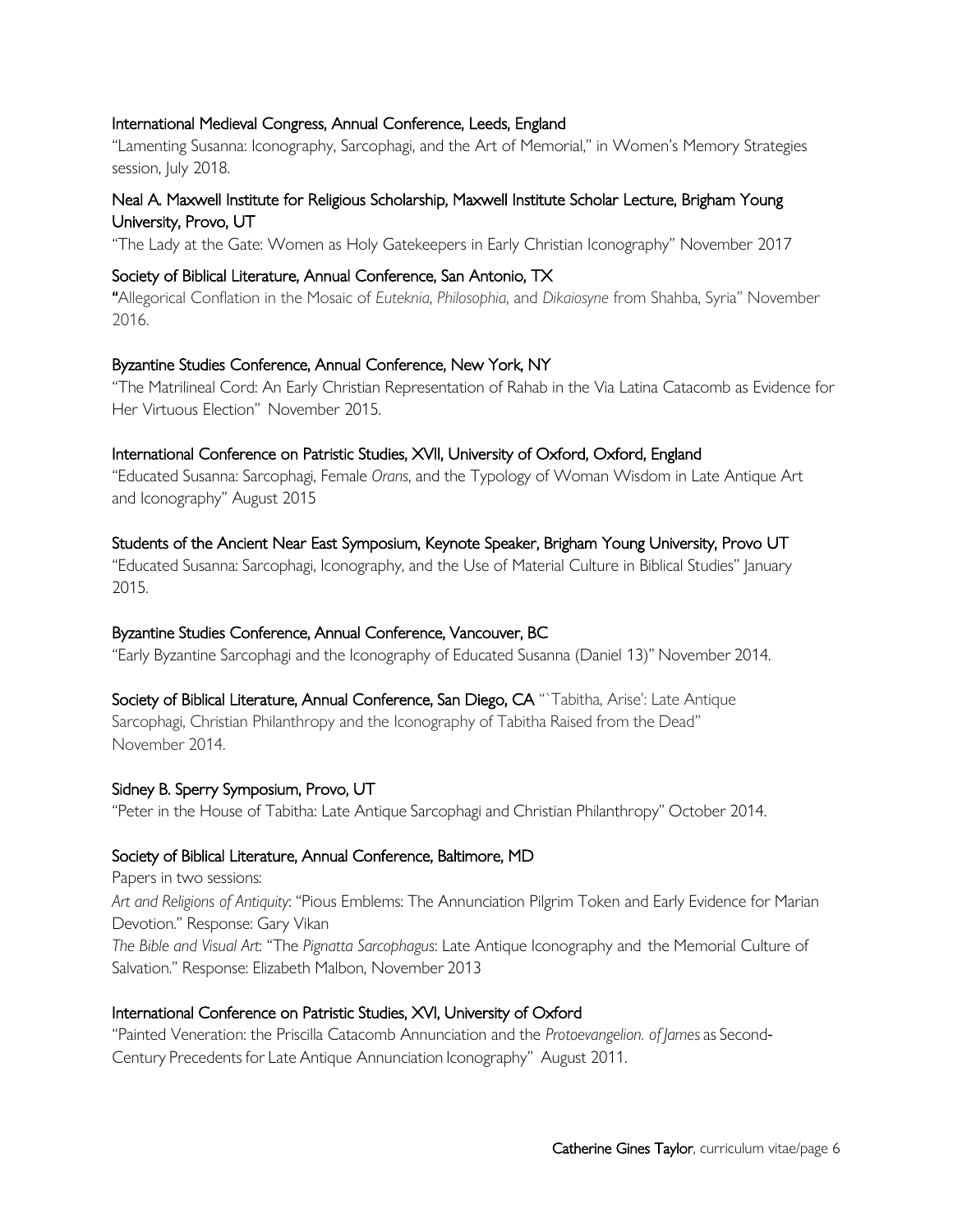International Medieval Congress, Annual Conference, Leeds, England

"Lamenting Susanna: Iconography, Sarcophagi, and the Art of Memorial," in Women's Memory Strategies session, July 2018.

Neal A. Maxwell Institute for Religious Scholarship, Maxwell Institute Scholar Lecture, Brigham Young University, Provo, UT

"The Lady at the Gate: Women as Holy Gatekeepers in Early Christian Iconography" November 2017

Society of Biblical Literature, Annual Conference, San Antonio, TX

"Allegorical Conflation in the Mosaic of *Euteknia*, *Philosophia*, and *Dikaiosyne* from Shahba, Syria" November 2016.

Byzantine Studies Conference, Annual Conference, New York, NY

"The Matrilineal Cord: An Early Christian Representation of Rahab in the Via Latina Catacomb as Evidence for Her Virtuous Election" November 2015.

International Conference on Patristic Studies, XVII, University of Oxford, Oxford, England

"Educated Susanna: Sarcophagi, Female *Orans*, and the Typology of Woman Wisdom in Late Antique Art and Iconography" August 2015

Students of the Ancient Near East Symposium, Keynote Speaker, Brigham Young University, Provo UT

"Educated Susanna: Sarcophagi, Iconography, and the Use of Material Culture in Biblical Studies" January 2015.

Byzantine Studies Conference, Annual Conference, Vancouver, BC

"Early Byzantine Sarcophagi and the Iconography of Educated Susanna (Daniel 13)" November 2014.

Society of Biblical Literature, Annual Conference, San Diego, CA "`Tabitha, Arise': Late Antique Sarcophagi, Christian Philanthropy and the Iconography of Tabitha Raised from the Dead" November 2014.

Sidney B. Sperry Symposium, Provo, UT

"Peter in the House of Tabitha: Late Antique Sarcophagi and Christian Philanthropy" October 2014.

Society of Biblical Literature, Annual Conference, Baltimore, MD

Papers in two sessions:

*Art and Religions of Antiquity*: "Pious Emblems: The Annunciation Pilgrim Token and Early Evidence for Marian Devotion." Response: Gary Vikan

*The Bible and Visual Art*: "The *Pignatta Sarcophagus*: Late Antique Iconography and the Memorial Culture of Salvation." Response: Elizabeth Malbon, November 2013

International Conference on Patristic Studies, XVI, University of Oxford

"Painted Veneration: the Priscilla Catacomb Annunciation and the *Protoevangelion. of James* as Second-Century Precedents for Late Antique Annunciation Iconography" August 2011.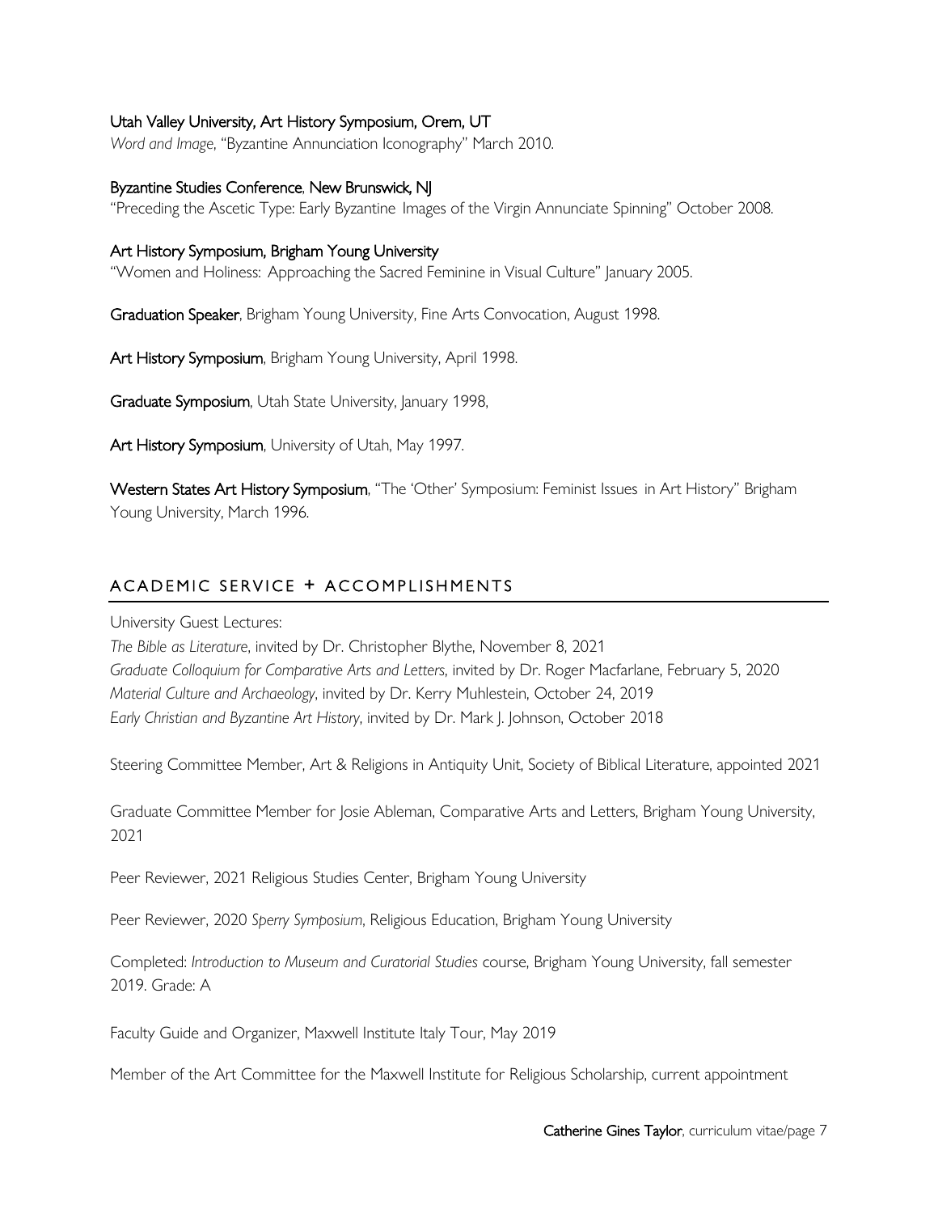Utah Valley University, Art History Symposium, Orem, UT
*Word and Image*, "Byzantine Annunciation Iconography" March 2010.

Byzantine Studies Conference, New Brunswick, NJ
"Preceding the Ascetic Type: Early Byzantine Images of the Virgin Annunciate Spinning" October 2008.

Art History Symposium, Brigham Young University
"Women and Holiness: Approaching the Sacred Feminine in Visual Culture" January 2005.

**Graduation Speaker**, Brigham Young University, Fine Arts Convocation, August 1998.

**Art History Symposium**, Brigham Young University, April 1998.

**Graduate Symposium**, Utah State University, January 1998,

**Art History Symposium**, University of Utah, May 1997.

**Western States Art History Symposium**, "The 'Other' Symposium: Feminist Issues in Art History" Brigham Young University, March 1996.

## ACADEMIC SERVICE + ACCOMPLISHMENTS

University Guest Lectures:
*The Bible as Literature*, invited by Dr. Christopher Blythe, November 8, 2021
*Graduate Colloquium for Comparative Arts and Letters*, invited by Dr. Roger Macfarlane, February 5, 2020
*Material Culture and Archaeology*, invited by Dr. Kerry Muhlestein, October 24, 2019
*Early Christian and Byzantine Art History*, invited by Dr. Mark J. Johnson, October 2018

Steering Committee Member, Art & Religions in Antiquity Unit, Society of Biblical Literature, appointed 2021

Graduate Committee Member for Josie Ableman, Comparative Arts and Letters, Brigham Young University, 2021

Peer Reviewer, 2021 Religious Studies Center, Brigham Young University

Peer Reviewer, 2020 *Sperry Symposium*, Religious Education, Brigham Young University

Completed: *Introduction to Museum and Curatorial Studies* course, Brigham Young University, fall semester 2019. Grade: A

Faculty Guide and Organizer, Maxwell Institute Italy Tour, May 2019

Member of the Art Committee for the Maxwell Institute for Religious Scholarship, current appointment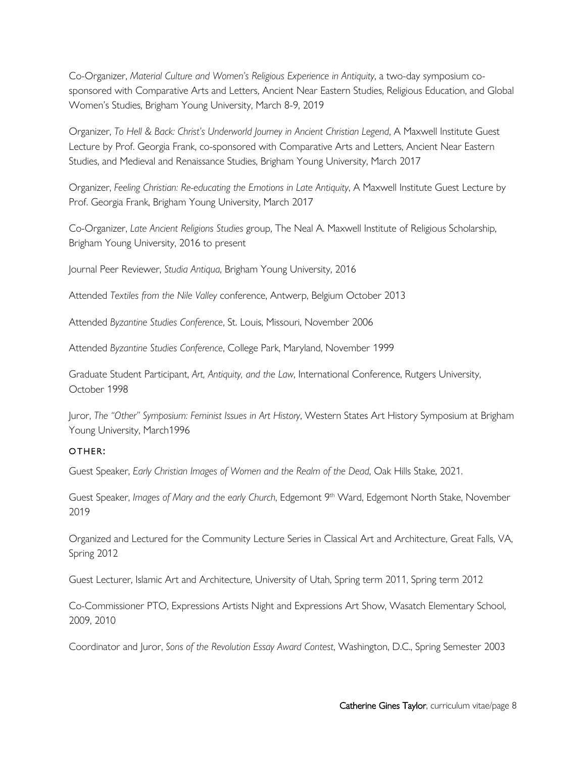Co-Organizer, *Material Culture and Women's Religious Experience in Antiquity*, a two-day symposium co-sponsored with Comparative Arts and Letters, Ancient Near Eastern Studies, Religious Education, and Global Women's Studies, Brigham Young University, March 8-9, 2019

Organizer, *To Hell & Back: Christ's Underworld Journey in Ancient Christian Legend*, A Maxwell Institute Guest Lecture by Prof. Georgia Frank, co-sponsored with Comparative Arts and Letters, Ancient Near Eastern Studies, and Medieval and Renaissance Studies, Brigham Young University, March 2017

Organizer, *Feeling Christian: Re-educating the Emotions in Late Antiquity*, A Maxwell Institute Guest Lecture by Prof. Georgia Frank, Brigham Young University, March 2017

Co-Organizer, *Late Ancient Religions Studies* group, The Neal A. Maxwell Institute of Religious Scholarship, Brigham Young University, 2016 to present

Journal Peer Reviewer, *Studia Antiqua*, Brigham Young University, 2016

Attended *Textiles from the Nile Valley* conference, Antwerp, Belgium October 2013

Attended *Byzantine Studies Conference*, St. Louis, Missouri, November 2006

Attended *Byzantine Studies Conference*, College Park, Maryland, November 1999

Graduate Student Participant, *Art, Antiquity, and the Law*, International Conference, Rutgers University, October 1998

Juror, *The "Other" Symposium: Feminist Issues in Art History*, Western States Art History Symposium at Brigham Young University, March1996

### OTHER:

Guest Speaker, *Early Christian Images of Women and the Realm of the Dead*, Oak Hills Stake, 2021.

Guest Speaker, *Images of Mary and the early Church*, Edgemont 9th Ward, Edgemont North Stake, November 2019

Organized and Lectured for the Community Lecture Series in Classical Art and Architecture, Great Falls, VA, Spring 2012

Guest Lecturer, Islamic Art and Architecture, University of Utah, Spring term 2011, Spring term 2012

Co-Commissioner PTO, Expressions Artists Night and Expressions Art Show, Wasatch Elementary School, 2009, 2010

Coordinator and Juror, *Sons of the Revolution Essay Award Contest*, Washington, D.C., Spring Semester 2003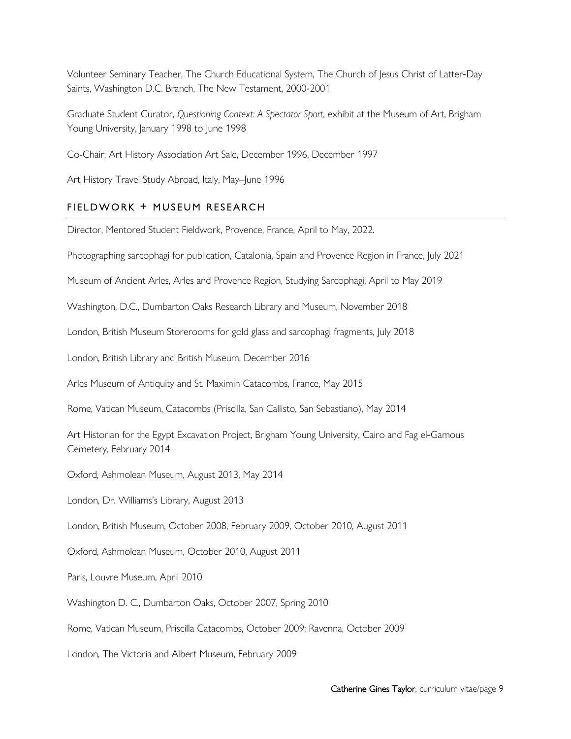Volunteer Seminary Teacher, The Church Educational System, The Church of Jesus Christ of Latter-Day Saints, Washington D.C. Branch, The New Testament, 2000-2001

Graduate Student Curator, *Questioning Context: A Spectator Sport*, exhibit at the Museum of Art, Brigham Young University, January 1998 to June 1998

Co-Chair, Art History Association Art Sale, December 1996, December 1997

Art History Travel Study Abroad, Italy, May–June 1996

## FIELDWORK + MUSEUM RESEARCH

Director, Mentored Student Fieldwork, Provence, France, April to May, 2022.

Photographing sarcophagi for publication, Catalonia, Spain and Provence Region in France, July 2021

Museum of Ancient Arles, Arles and Provence Region, Studying Sarcophagi, April to May 2019

Washington, D.C., Dumbarton Oaks Research Library and Museum, November 2018

London, British Museum Storerooms for gold glass and sarcophagi fragments, July 2018

London, British Library and British Museum, December 2016

Arles Museum of Antiquity and St. Maximin Catacombs, France, May 2015

Rome, Vatican Museum, Catacombs (Priscilla, San Callisto, San Sebastiano), May 2014

Art Historian for the Egypt Excavation Project, Brigham Young University, Cairo and Fag el-Gamous Cemetery, February 2014

Oxford, Ashmolean Museum, August 2013, May 2014

London, Dr. Williams's Library, August 2013

London, British Museum, October 2008, February 2009, October 2010, August 2011

Oxford, Ashmolean Museum, October 2010, August 2011

Paris, Louvre Museum, April 2010

Washington D. C., Dumbarton Oaks, October 2007, Spring 2010

Rome, Vatican Museum, Priscilla Catacombs, October 2009; Ravenna, October 2009

London, The Victoria and Albert Museum, February 2009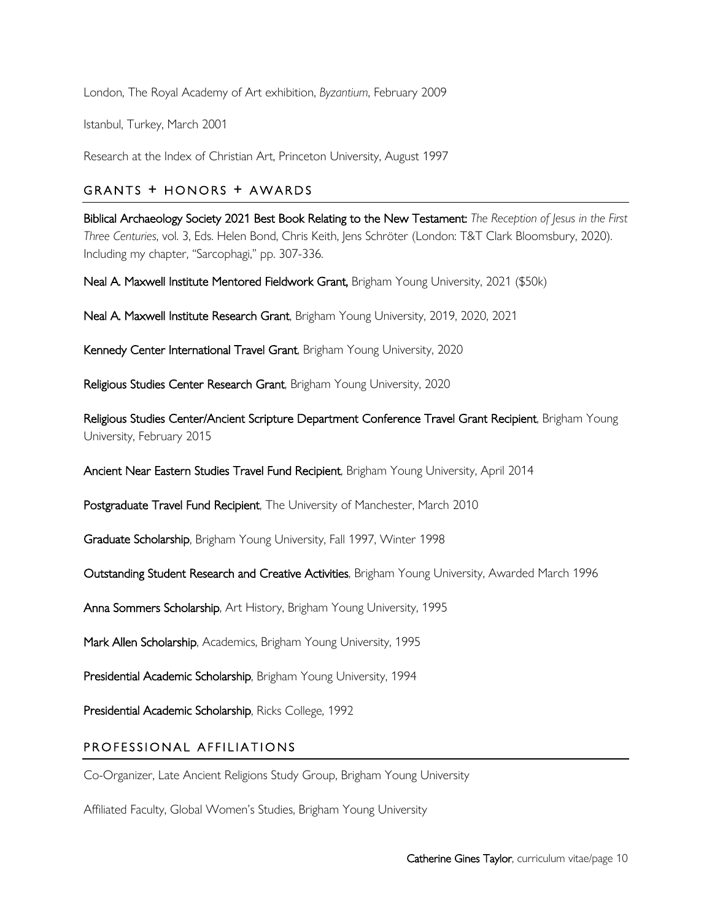London, The Royal Academy of Art exhibition, *Byzantium*, February 2009

Istanbul, Turkey, March 2001

Research at the Index of Christian Art, Princeton University, August 1997

## GRANTS + HONORS + AWARDS

**Biblical Archaeology Society 2021 Best Book Relating to the New Testament:** *The Reception of Jesus in the First Three Centuries*, vol. 3, Eds. Helen Bond, Chris Keith, Jens Schröter (London: T&T Clark Bloomsbury, 2020). Including my chapter, "Sarcophagi," pp. 307-336.

**Neal A. Maxwell Institute Mentored Fieldwork Grant,** Brigham Young University, 2021 ($50k)

**Neal A. Maxwell Institute Research Grant**, Brigham Young University, 2019, 2020, 2021

**Kennedy Center International Travel Grant**, Brigham Young University, 2020

**Religious Studies Center Research Grant**, Brigham Young University, 2020

**Religious Studies Center/Ancient Scripture Department Conference Travel Grant Recipient**, Brigham Young University, February 2015

**Ancient Near Eastern Studies Travel Fund Recipient**, Brigham Young University, April 2014

**Postgraduate Travel Fund Recipient**, The University of Manchester, March 2010

**Graduate Scholarship**, Brigham Young University, Fall 1997, Winter 1998

**Outstanding Student Research and Creative Activities**, Brigham Young University, Awarded March 1996

**Anna Sommers Scholarship**, Art History, Brigham Young University, 1995

**Mark Allen Scholarship**, Academics, Brigham Young University, 1995

**Presidential Academic Scholarship**, Brigham Young University, 1994

**Presidential Academic Scholarship**, Ricks College, 1992

## PROFESSIONAL AFFILIATIONS

Co-Organizer, Late Ancient Religions Study Group, Brigham Young University

Affiliated Faculty, Global Women's Studies, Brigham Young University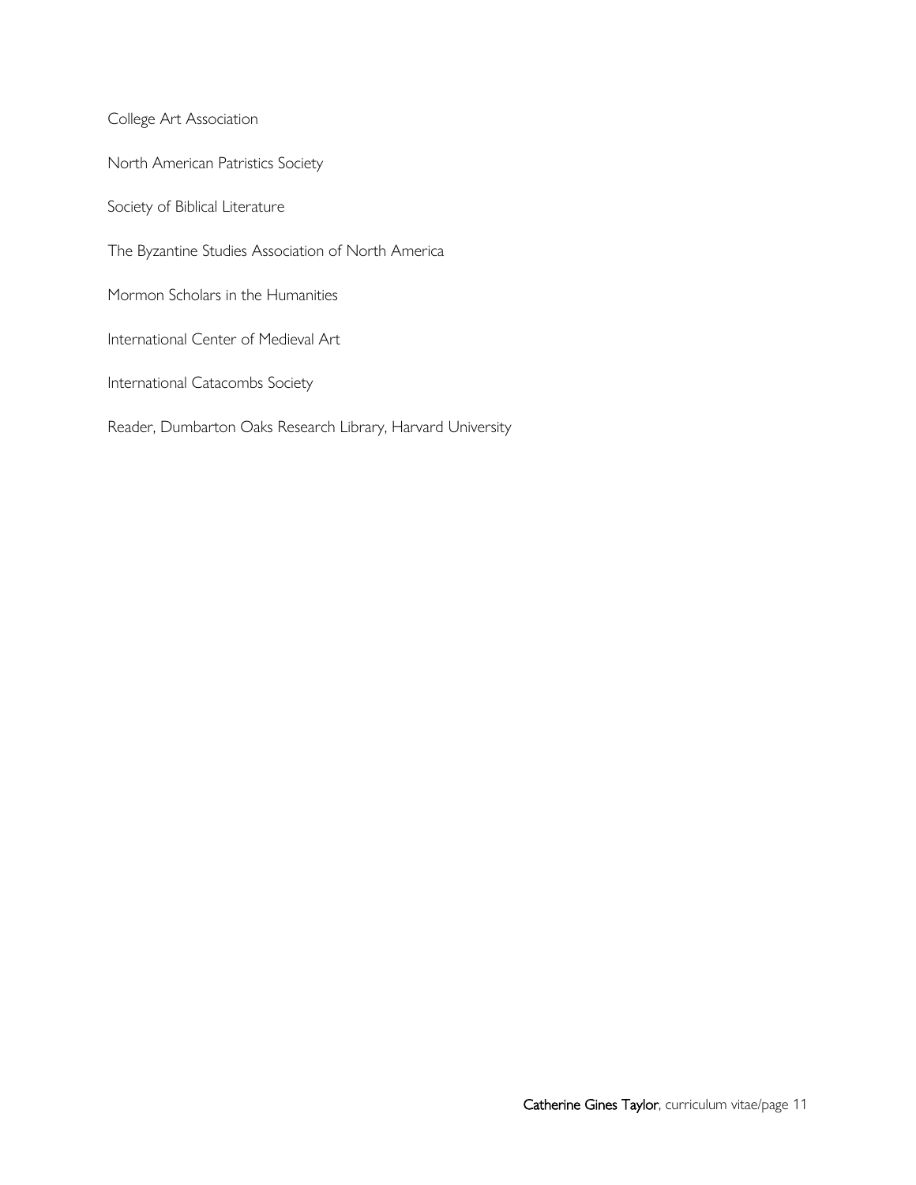College Art Association

North American Patristics Society

Society of Biblical Literature

The Byzantine Studies Association of North America

Mormon Scholars in the Humanities

International Center of Medieval Art

International Catacombs Society

Reader, Dumbarton Oaks Research Library, Harvard University